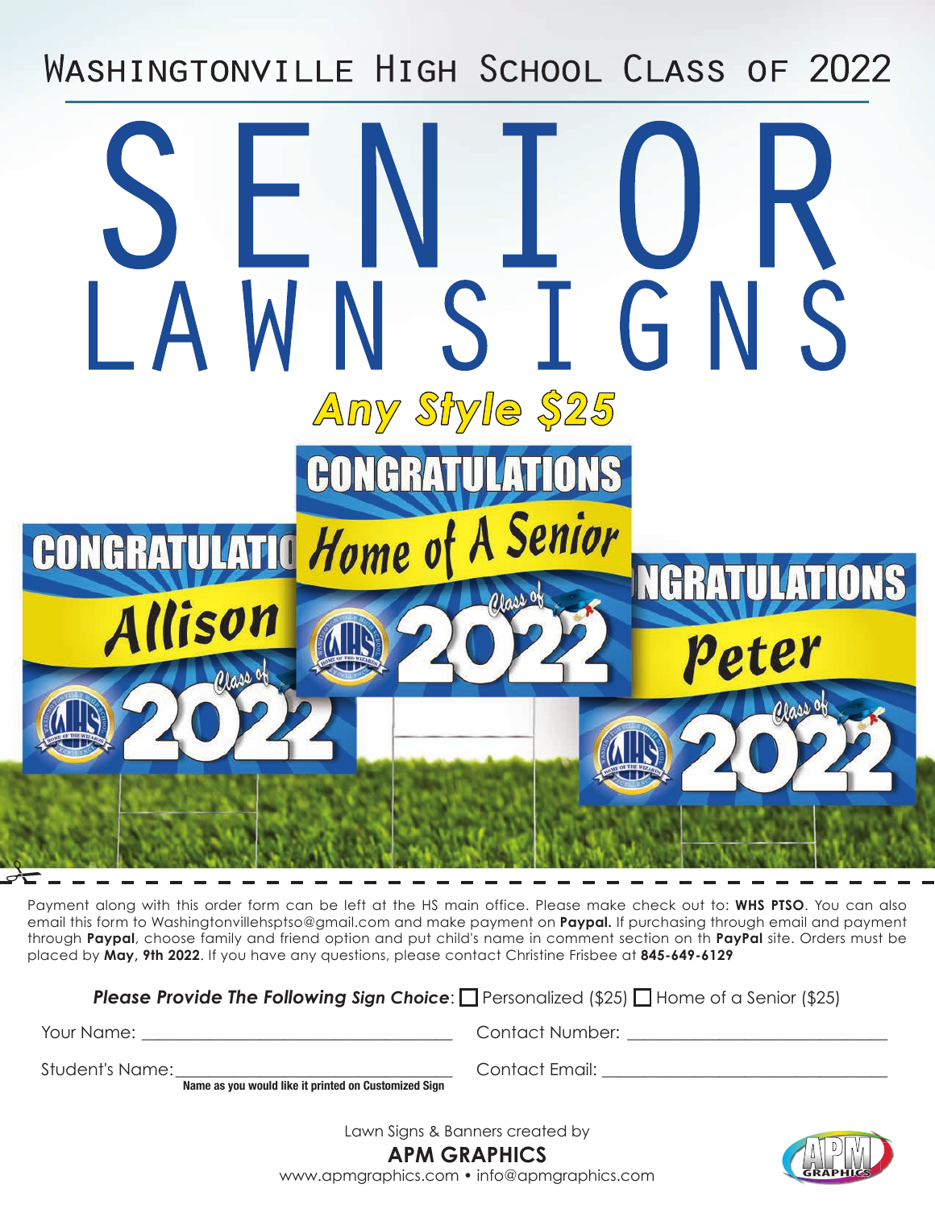# Washingtonville High School Class of 2022

# SENIOR LAWNSIGNS

## *Any Style $25*

Payment along with this order form can be left at the HS main office. Please make check out to: **WHS PTSO**. You can also email this form to Washingtonvillehsptso@gmail.com and make payment on **Paypal.** If purchasing through email and payment through **Paypal**, choose family and friend option and put child's name in comment section on th **PayPal** site. Orders must be placed by **May, 9th 2022**. If you have any questions, please contact Christine Frisbee at **845-649-6129**

***Please Provide The Following Sign Choice***: ☐ Personalized ($25) ☐ Home of a Senior ($25)

Your Name: ______________________________ Contact Number: ______________________________

Student's Name: ______________________________ Contact Email: ______________________________

**Name as you would like it printed on Customized Sign**

Lawn Signs & Banners created by

**APM GRAPHICS**

www.apmgraphics.com • info@apmgraphics.com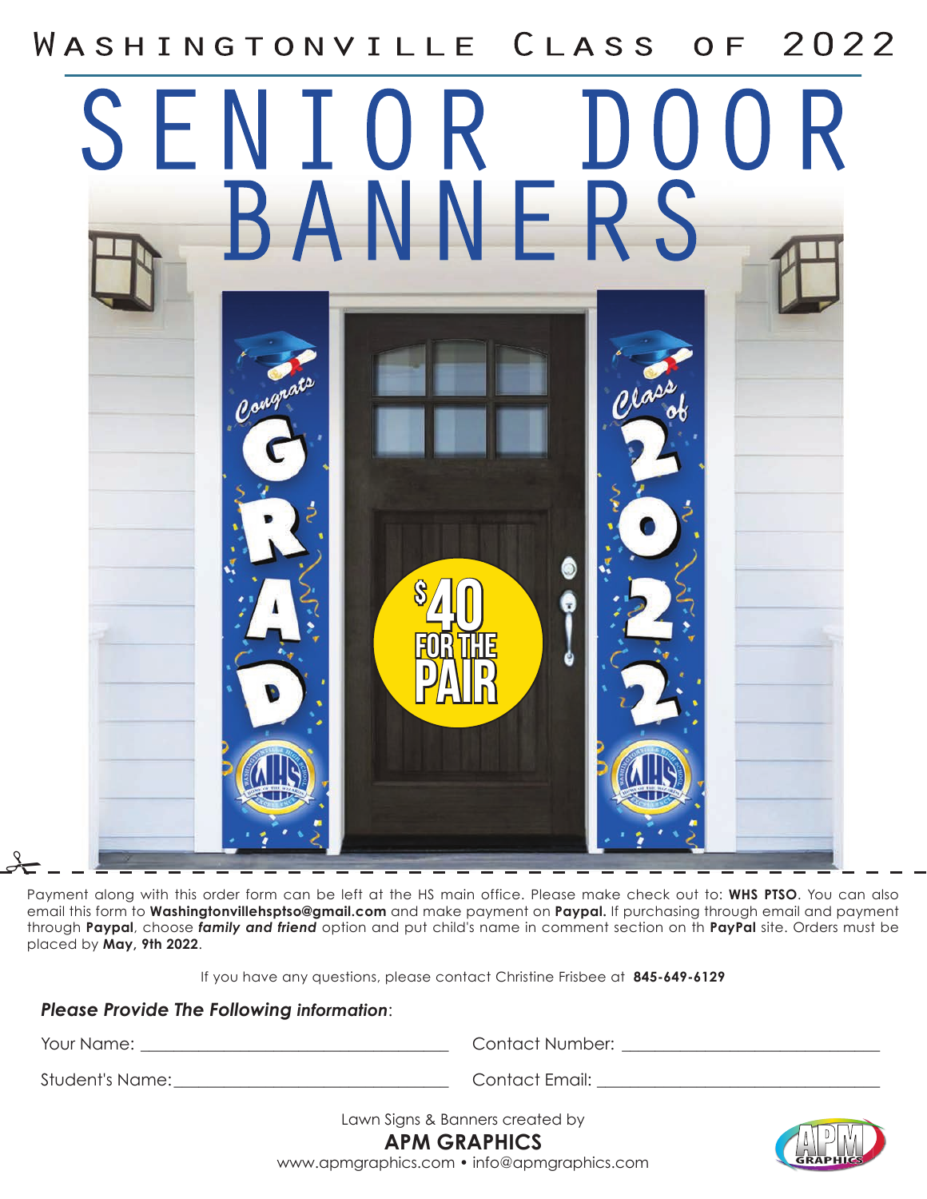# Washingtonville Class of 2022

# SENIOR DOOR BANNERS

$40 FOR THE PAIR

Payment along with this order form can be left at the HS main office. Please make check out to: **WHS PTSO**. You can also email this form to **Washingtonvillehsptso@gmail.com** and make payment on **Paypal.** If purchasing through email and payment through **Paypal**, choose ***family and friend*** option and put child's name in comment section on th **PayPal** site. Orders must be placed by **May, 9th 2022**.

If you have any questions, please contact Christine Frisbee at **845-649-6129**

***Please Provide The Following information***:

Your Name: ___________________________________ Contact Number: _____________________________

Student's Name: _______________________________ Contact Email: _______________________________

Lawn Signs & Banners created by

**APM GRAPHICS**

www.apmgraphics.com • info@apmgraphics.com